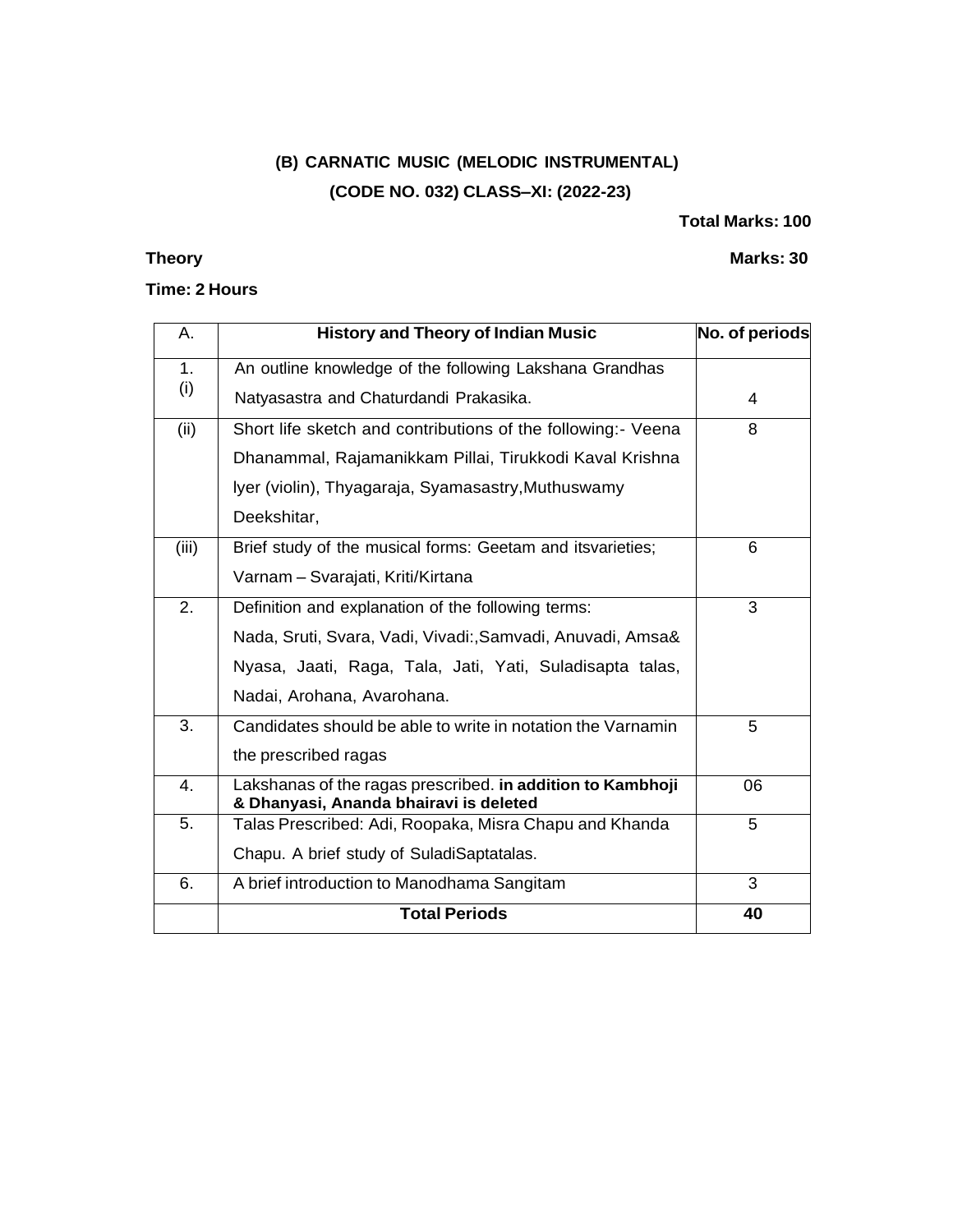## (B) CARNATIC MUSIC (MELODIC INSTRUMENTAL)

## (CODE NO. 032) CLASS–XI: (2022-23)

**Total Marks: 100**

**Theory** **Marks: 30**

**Time: 2 Hours**

| A. | History and Theory of Indian Music | No. of periods |
|---|---|---|
| 1. (i) | An outline knowledge of the following Lakshana Grandhas Natyasastra and Chaturdandi Prakasika. | 4 |
| (ii) | Short life sketch and contributions of the following:- Veena Dhanammal, Rajamanikkam Pillai, Tirukkodi Kaval Krishna lyer (violin), Thyagaraja, Syamasastry,Muthuswamy Deekshitar, | 8 |
| (iii) | Brief study of the musical forms: Geetam and itsvarieties; Varnam – Svarajati, Kriti/Kirtana | 6 |
| 2. | Definition and explanation of the following terms: Nada, Sruti, Svara, Vadi, Vivadi:,Samvadi, Anuvadi, Amsa& Nyasa, Jaati, Raga, Tala, Jati, Yati, Suladisapta talas, Nadai, Arohana, Avarohana. | 3 |
| 3. | Candidates should be able to write in notation the Varnamin the prescribed ragas | 5 |
| 4. | Lakshanas of the ragas prescribed. **in addition to Kambhoji & Dhanyasi, Ananda bhairavi is deleted** | 06 |
| 5. | Talas Prescribed: Adi, Roopaka, Misra Chapu and Khanda Chapu. A brief study of SuladiSaptatalas. | 5 |
| 6. | A brief introduction to Manodhama Sangitam | 3 |
| | **Total Periods** | **40** |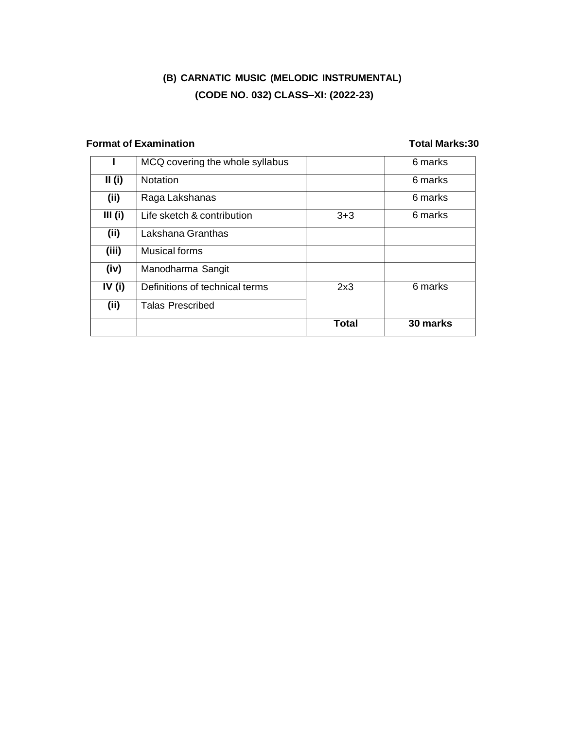## (B) CARNATIC MUSIC (MELODIC INSTRUMENTAL)
## (CODE NO. 032) CLASS–XI: (2022-23)

**Format of Examination** **Total Marks:30**

| | | | |
|---|---|---|---|
| **I** | MCQ covering the whole syllabus | | 6 marks |
| **II (i)** | Notation | | 6 marks |
| **(ii)** | Raga Lakshanas | | 6 marks |
| **III (i)** | Life sketch & contribution | 3+3 | 6 marks |
| **(ii)** | Lakshana Granthas | | |
| **(iii)** | Musical forms | | |
| **(iv)** | Manodharma Sangit | | |
| **IV (i)** | Definitions of technical terms | 2x3 | 6 marks |
| **(ii)** | Talas Prescribed | | |
| | | **Total** | **30 marks** |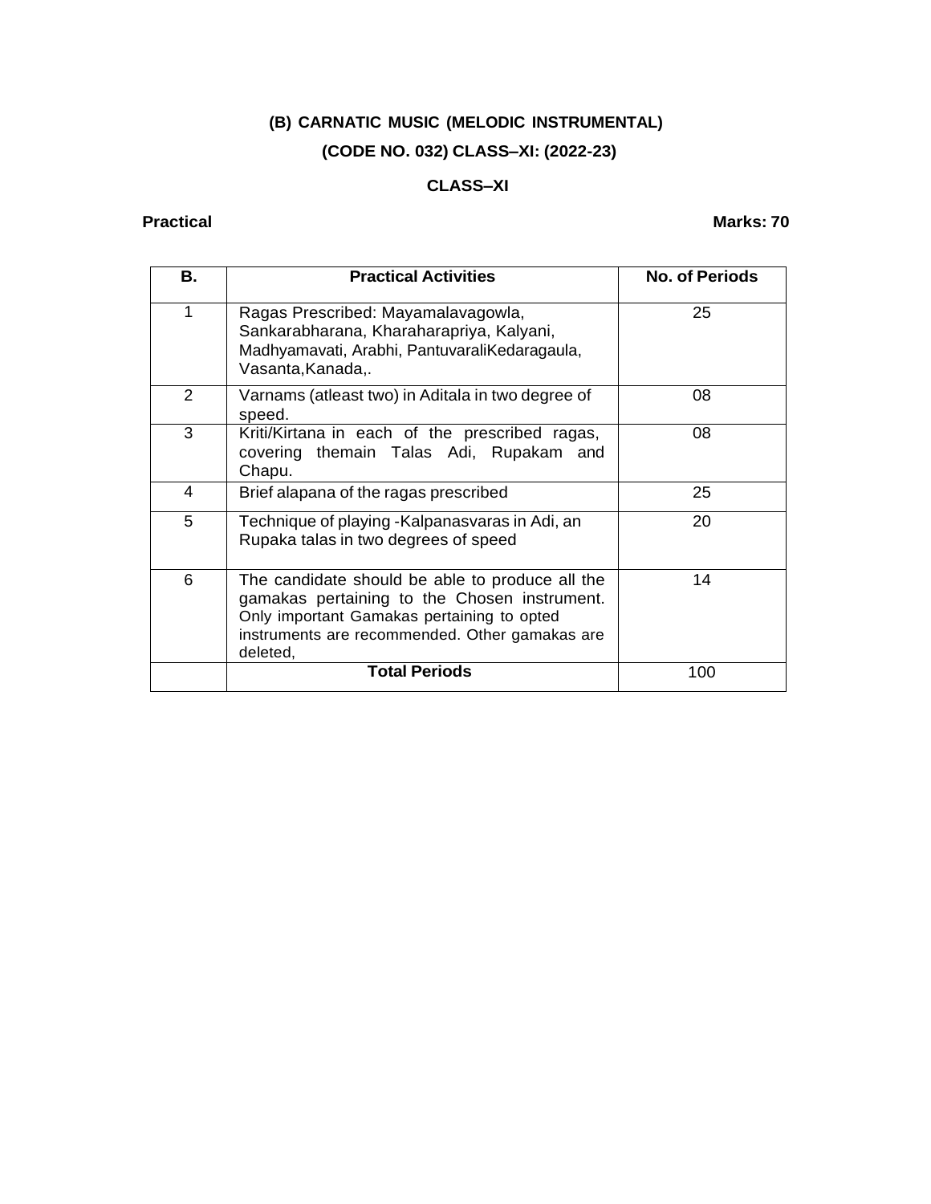## (B) CARNATIC MUSIC (MELODIC INSTRUMENTAL)

## (CODE NO. 032) CLASS–XI: (2022-23)

### CLASS–XI

**Practical** **Marks: 70**

| B. | Practical Activities | No. of Periods |
|---|---|---|
| 1 | Ragas Prescribed: Mayamalavagowla, Sankarabharana, Kharaharapriya, Kalyani, Madhyamavati, Arabhi, PantuvaraliKedaragaula, Vasanta,Kanada,. | 25 |
| 2 | Varnams (atleast two) in Aditala in two degree of speed. | 08 |
| 3 | Kriti/Kirtana in each of the prescribed ragas, covering themain Talas Adi, Rupakam and Chapu. | 08 |
| 4 | Brief alapana of the ragas prescribed | 25 |
| 5 | Technique of playing -Kalpanasvaras in Adi, an Rupaka talas in two degrees of speed | 20 |
| 6 | The candidate should be able to produce all the gamakas pertaining to the Chosen instrument. Only important Gamakas pertaining to opted instruments are recommended. Other gamakas are deleted, | 14 |
| | **Total Periods** | 100 |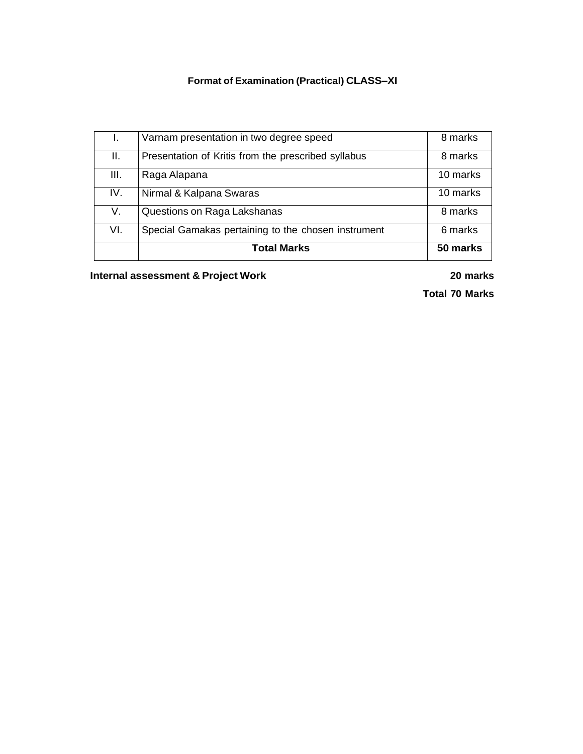# Format of Examination (Practical) CLASS–XI

| | | |
|---|---|---|
| I. | Varnam presentation in two degree speed | 8 marks |
| II. | Presentation of Kritis from the prescribed syllabus | 8 marks |
| III. | Raga Alapana | 10 marks |
| IV. | Nirmal & Kalpana Swaras | 10 marks |
| V. | Questions on Raga Lakshanas | 8 marks |
| VI. | Special Gamakas pertaining to the chosen instrument | 6 marks |
| | **Total Marks** | **50 marks** |

**Internal assessment & Project Work** **20 marks**

**Total 70 Marks**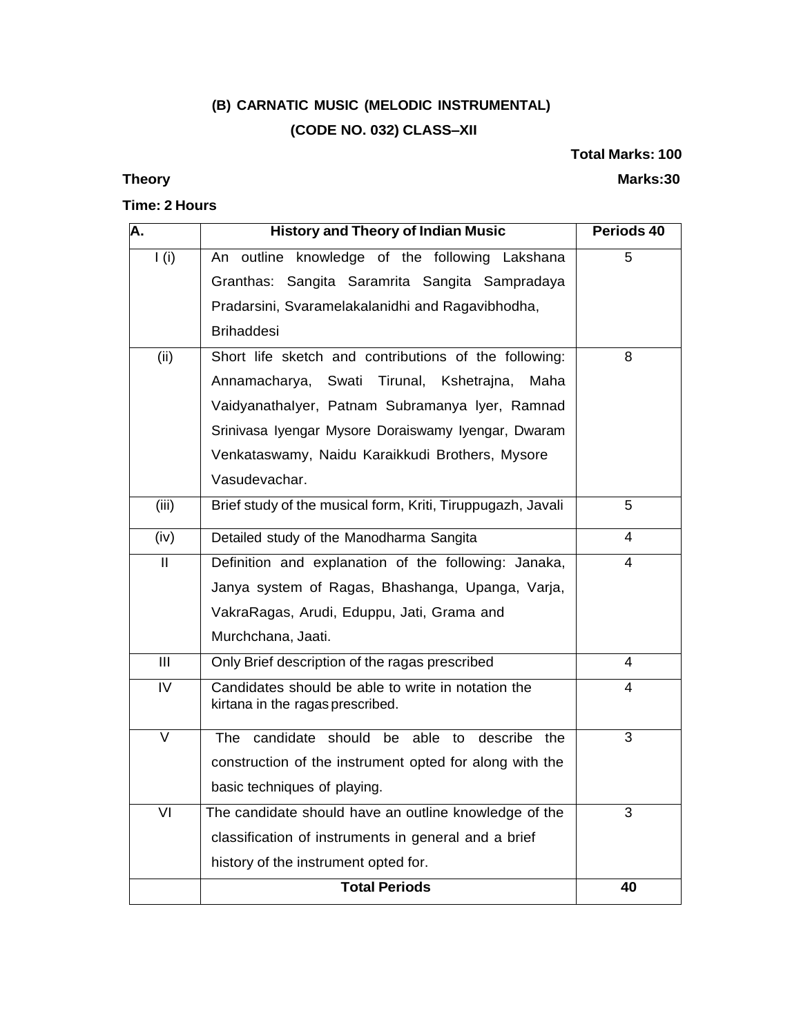## (B) CARNATIC MUSIC (MELODIC INSTRUMENTAL)

## (CODE NO. 032) CLASS–XII

**Total Marks: 100**

**Theory** **Marks:30**

**Time: 2 Hours**

| A. | History and Theory of Indian Music | Periods 40 |
|---|---|---|
| I (i) | An outline knowledge of the following Lakshana Granthas: Sangita Saramrita Sangita Sampradaya Pradarsini, Svaramelakalanidhi and Ragavibhodha, Brihaddesi | 5 |
| (ii) | Short life sketch and contributions of the following: Annamacharya, Swati Tirunal, Kshetrajna, Maha VaidyanathaIyer, Patnam Subramanya lyer, Ramnad Srinivasa Iyengar Mysore Doraiswamy Iyengar, Dwaram Venkataswamy, Naidu Karaikkudi Brothers, Mysore Vasudevachar. | 8 |
| (iii) | Brief study of the musical form, Kriti, Tiruppugazh, Javali | 5 |
| (iv) | Detailed study of the Manodharma Sangita | 4 |
| II | Definition and explanation of the following: Janaka, Janya system of Ragas, Bhashanga, Upanga, Varja, VakraRagas, Arudi, Eduppu, Jati, Grama and Murchchana, Jaati. | 4 |
| III | Only Brief description of the ragas prescribed | 4 |
| IV | Candidates should be able to write in notation the kirtana in the ragas prescribed. | 4 |
| V | The candidate should be able to describe the construction of the instrument opted for along with the basic techniques of playing. | 3 |
| VI | The candidate should have an outline knowledge of the classification of instruments in general and a brief history of the instrument opted for. | 3 |
| | **Total Periods** | **40** |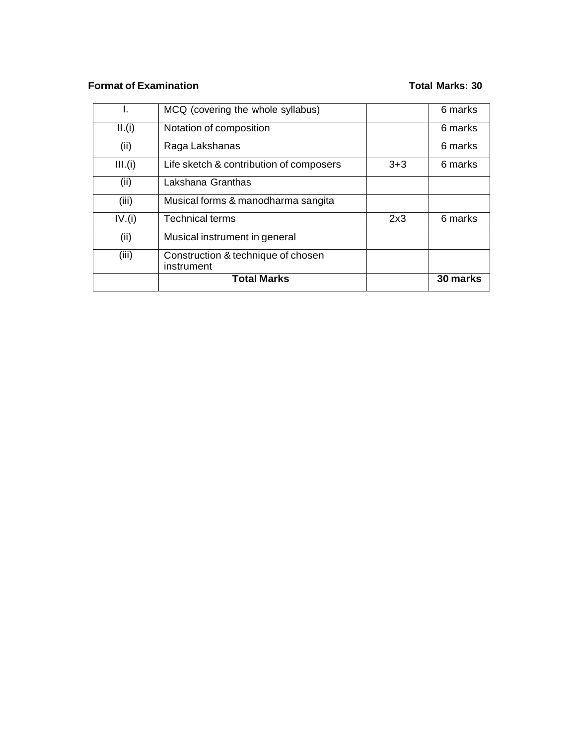**Format of Examination** **Total Marks: 30**

| | | | |
|---|---|---|---|
| I. | MCQ (covering the whole syllabus) | | 6 marks |
| II.(i) | Notation of composition | | 6 marks |
| (ii) | Raga Lakshanas | | 6 marks |
| III.(i) | Life sketch & contribution of composers | 3+3 | 6 marks |
| (ii) | Lakshana Granthas | | |
| (iii) | Musical forms & manodharma sangita | | |
| IV.(i) | Technical terms | 2x3 | 6 marks |
| (ii) | Musical instrument in general | | |
| (iii) | Construction & technique of chosen instrument | | |
| | **Total Marks** | | **30 marks** |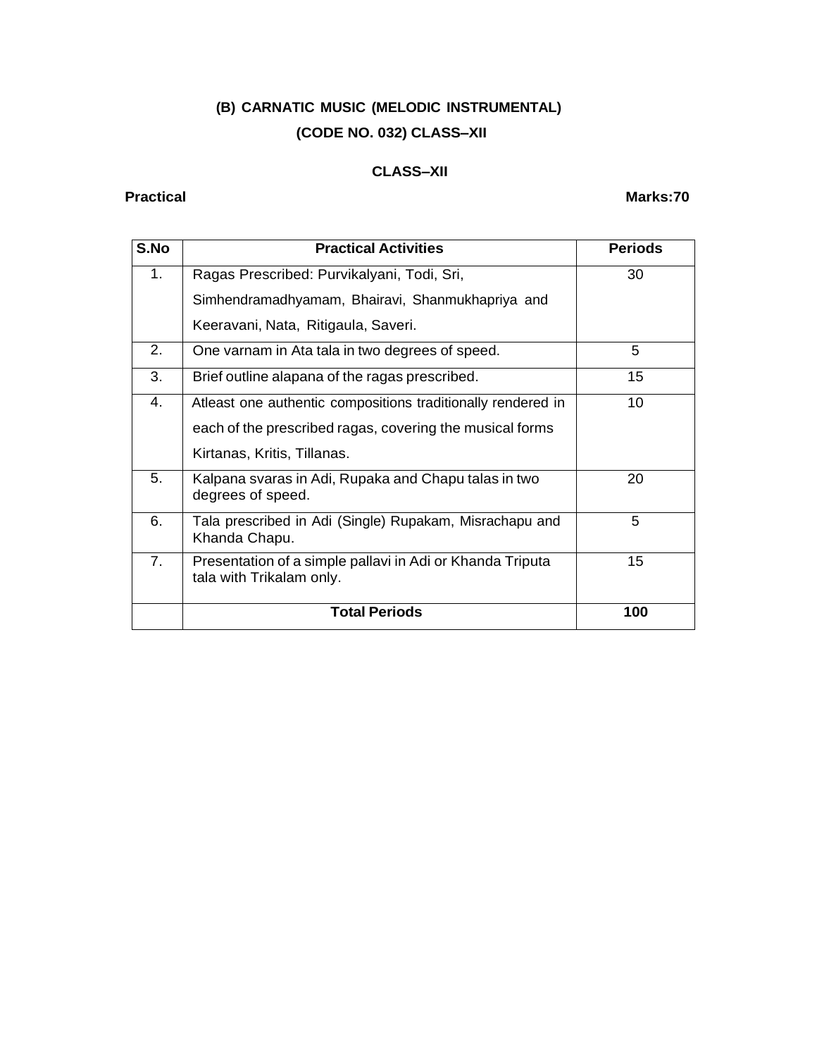# (B) CARNATIC MUSIC (MELODIC INSTRUMENTAL)

## (CODE NO. 032) CLASS–XII

### CLASS–XII

**Practical** **Marks:70**

| S.No | Practical Activities | Periods |
|---|---|---|
| 1. | Ragas Prescribed: Purvikalyani, Todi, Sri, Simhendramadhyamam, Bhairavi, Shanmukhapriya and Keeravani, Nata, Ritigaula, Saveri. | 30 |
| 2. | One varnam in Ata tala in two degrees of speed. | 5 |
| 3. | Brief outline alapana of the ragas prescribed. | 15 |
| 4. | Atleast one authentic compositions traditionally rendered in each of the prescribed ragas, covering the musical forms Kirtanas, Kritis, Tillanas. | 10 |
| 5. | Kalpana svaras in Adi, Rupaka and Chapu talas in two degrees of speed. | 20 |
| 6. | Tala prescribed in Adi (Single) Rupakam, Misrachapu and Khanda Chapu. | 5 |
| 7. | Presentation of a simple pallavi in Adi or Khanda Triputa tala with Trikalam only. | 15 |
| | **Total Periods** | **100** |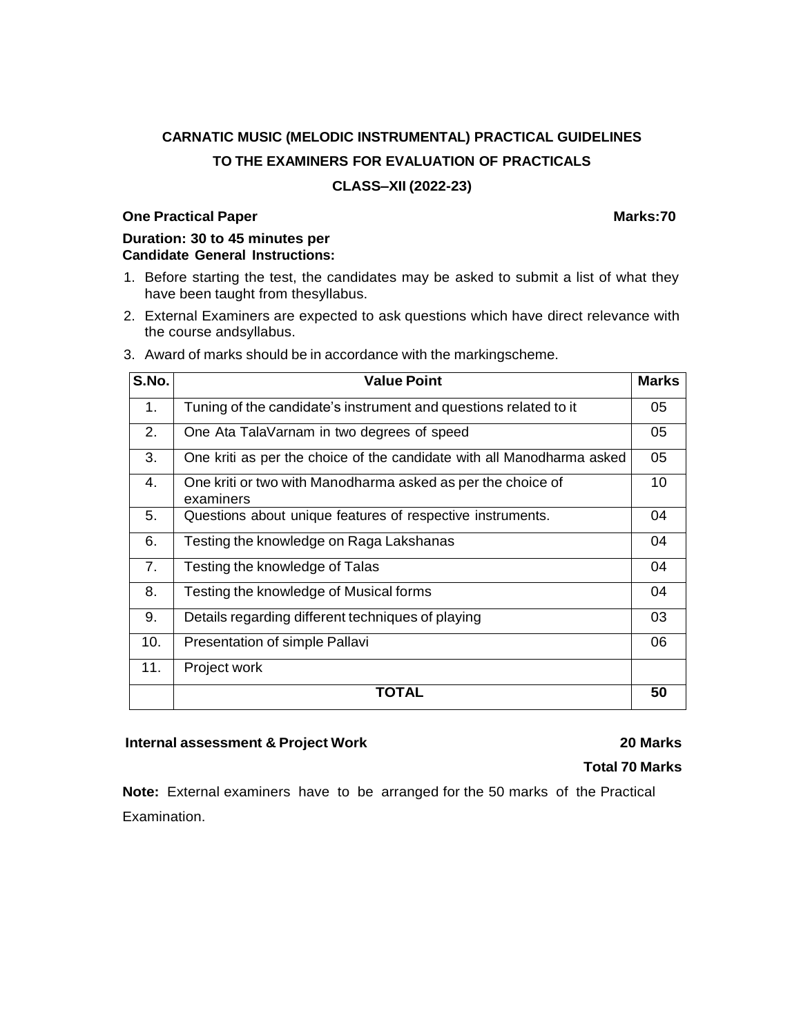**CARNATIC MUSIC (MELODIC INSTRUMENTAL) PRACTICAL GUIDELINES TO THE EXAMINERS FOR EVALUATION OF PRACTICALS**

**CLASS–XII (2022-23)**

**One Practical Paper** **Marks:70**

**Duration: 30 to 45 minutes per Candidate General Instructions:**

1. Before starting the test, the candidates may be asked to submit a list of what they have been taught from thesyllabus.
2. External Examiners are expected to ask questions which have direct relevance with the course andsyllabus.
3. Award of marks should be in accordance with the markingscheme.

| S.No. | Value Point | Marks |
|---|---|---|
| 1. | Tuning of the candidate's instrument and questions related to it | 05 |
| 2. | One Ata TalaVarnam in two degrees of speed | 05 |
| 3. | One kriti as per the choice of the candidate with all Manodharma asked | 05 |
| 4. | One kriti or two with Manodharma asked as per the choice of examiners | 10 |
| 5. | Questions about unique features of respective instruments. | 04 |
| 6. | Testing the knowledge on Raga Lakshanas | 04 |
| 7. | Testing the knowledge of Talas | 04 |
| 8. | Testing the knowledge of Musical forms | 04 |
| 9. | Details regarding different techniques of playing | 03 |
| 10. | Presentation of simple Pallavi | 06 |
| 11. | Project work | |
| | **TOTAL** | **50** |

**Internal assessment & Project Work** **20 Marks**

**Total 70 Marks**

**Note:** External examiners have to be arranged for the 50 marks of the Practical Examination.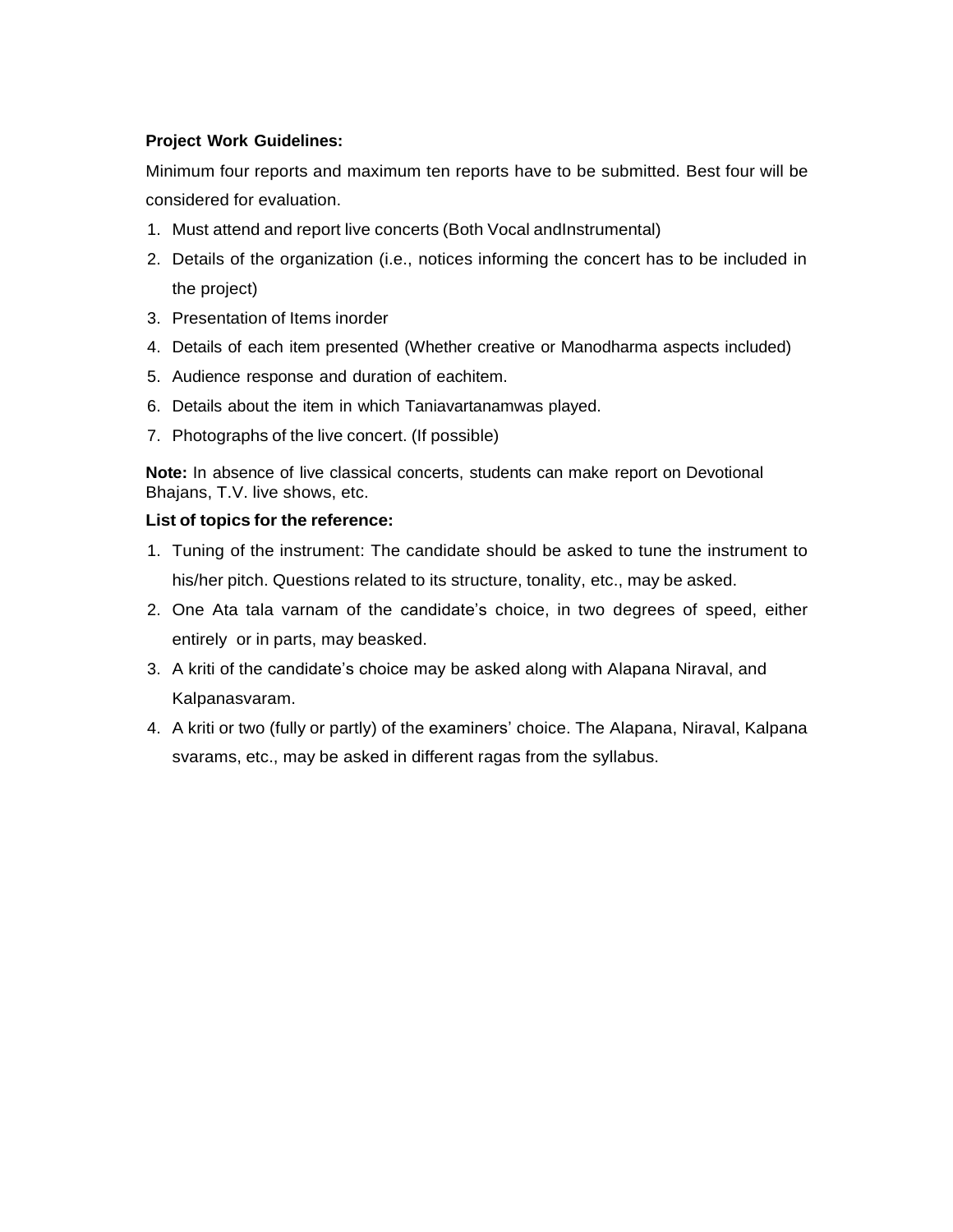**Project Work Guidelines:**

Minimum four reports and maximum ten reports have to be submitted. Best four will be considered for evaluation.

1. Must attend and report live concerts (Both Vocal andInstrumental)
2. Details of the organization (i.e., notices informing the concert has to be included in the project)
3. Presentation of Items inorder
4. Details of each item presented (Whether creative or Manodharma aspects included)
5. Audience response and duration of eachitem.
6. Details about the item in which Taniavartanamwas played.
7. Photographs of the live concert. (If possible)

**Note:** In absence of live classical concerts, students can make report on Devotional Bhajans, T.V. live shows, etc.

**List of topics for the reference:**

1. Tuning of the instrument: The candidate should be asked to tune the instrument to his/her pitch. Questions related to its structure, tonality, etc., may be asked.
2. One Ata tala varnam of the candidate's choice, in two degrees of speed, either entirely or in parts, may beasked.
3. A kriti of the candidate's choice may be asked along with Alapana Niraval, and Kalpanasvaram.
4. A kriti or two (fully or partly) of the examiners' choice. The Alapana, Niraval, Kalpana svarams, etc., may be asked in different ragas from the syllabus.